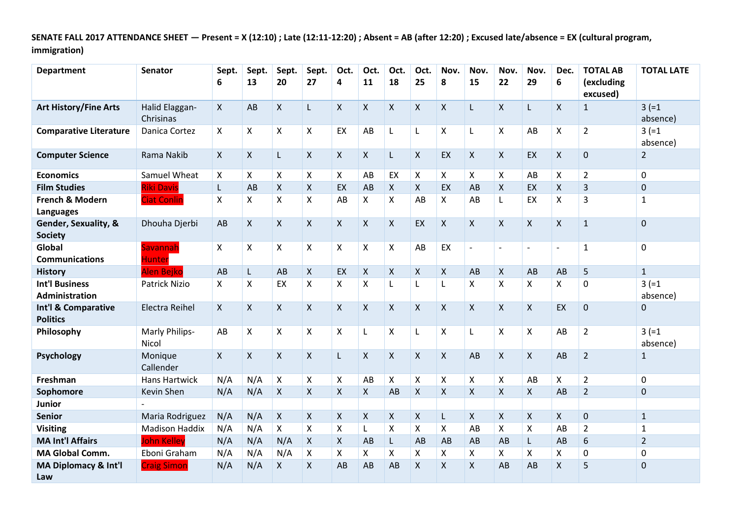**SENATE FALL 2017 ATTENDANCE SHEET — Present = X (12:10) ; Late (12:11-12:20) ; Absent = AB (after 12:20) ; Excused late/absence = EX (cultural program, immigration)**

| Department | Senator | Sept. 6 | Sept. 13 | Sept. 20 | Sept. 27 | Oct. 4 | Oct. 11 | Oct. 18 | Oct. 25 | Nov. 8 | Nov. 15 | Nov. 22 | Nov. 29 | Dec. 6 | TOTAL AB (excluding excused) | TOTAL LATE |
|---|---|---|---|---|---|---|---|---|---|---|---|---|---|---|---|---|
| **Art History/Fine Arts** | Halid Elaggan-Chrisinas | X | AB | X | L | X | X | X | X | X | L | X | L | X | 1 | 3 (=1 absence) |
| **Comparative Literature** | Danica Cortez | X | X | X | X | EX | AB | L | L | X | L | X | AB | X | 2 | 3 (=1 absence) |
| **Computer Science** | Rama Nakib | X | X | L | X | X | X | L | X | EX | X | X | EX | X | 0 | 2 |
| **Economics** | Samuel Wheat | X | X | X | X | X | AB | EX | X | X | X | X | AB | X | 2 | 0 |
| **Film Studies** | Riki Davis | L | AB | X | X | EX | AB | X | X | EX | AB | X | EX | X | 3 | 0 |
| **French & Modern Languages** | Ciat Conlin | X | X | X | X | AB | X | X | AB | X | AB | L | EX | X | 3 | 1 |
| **Gender, Sexuality, & Society** | Dhouha Djerbi | AB | X | X | X | X | X | X | EX | X | X | X | X | X | 1 | 0 |
| **Global Communications** | Savannah Hunter | X | X | X | X | X | X | X | AB | EX | - | - | - | - | 1 | 0 |
| **History** | Alen Bejko | AB | L | AB | X | EX | X | X | X | X | AB | X | AB | AB | 5 | 1 |
| **Int'l Business Administration** | Patrick Nizio | X | X | EX | X | X | X | L | L | L | X | X | X | X | 0 | 3 (=1 absence) |
| **Int'l & Comparative Politics** | Electra Reihel | X | X | X | X | X | X | X | X | X | X | X | X | EX | 0 | 0 |
| **Philosophy** | Marly Philips-Nicol | AB | X | X | X | X | L | X | L | X | L | X | X | AB | 2 | 3 (=1 absence) |
| **Psychology** | Monique Callender | X | X | X | X | L | X | X | X | X | AB | X | X | AB | 2 | 1 |
| **Freshman** | Hans Hartwick | N/A | N/A | X | X | X | AB | X | X | X | X | X | AB | X | 2 | 0 |
| **Sophomore** | Kevin Shen | N/A | N/A | X | X | X | X | AB | X | X | X | X | X | AB | 2 | 0 |
| **Junior** | - | | | | | | | | | | | | | | | |
| **Senior** | Maria Rodriguez | N/A | N/A | X | X | X | X | X | X | L | X | X | X | X | 0 | 1 |
| **Visiting** | Madison Haddix | N/A | N/A | X | X | X | L | X | X | X | AB | X | X | AB | 2 | 1 |
| **MA Int'l Affairs** | John Kelley | N/A | N/A | N/A | X | X | AB | L | AB | AB | AB | AB | L | AB | 6 | 2 |
| **MA Global Comm.** | Eboni Graham | N/A | N/A | N/A | X | X | X | X | X | X | X | X | X | X | 0 | 0 |
| **MA Diplomacy & Int'l Law** | Craig Simon | N/A | N/A | X | X | AB | AB | AB | X | X | X | AB | AB | X | 5 | 0 |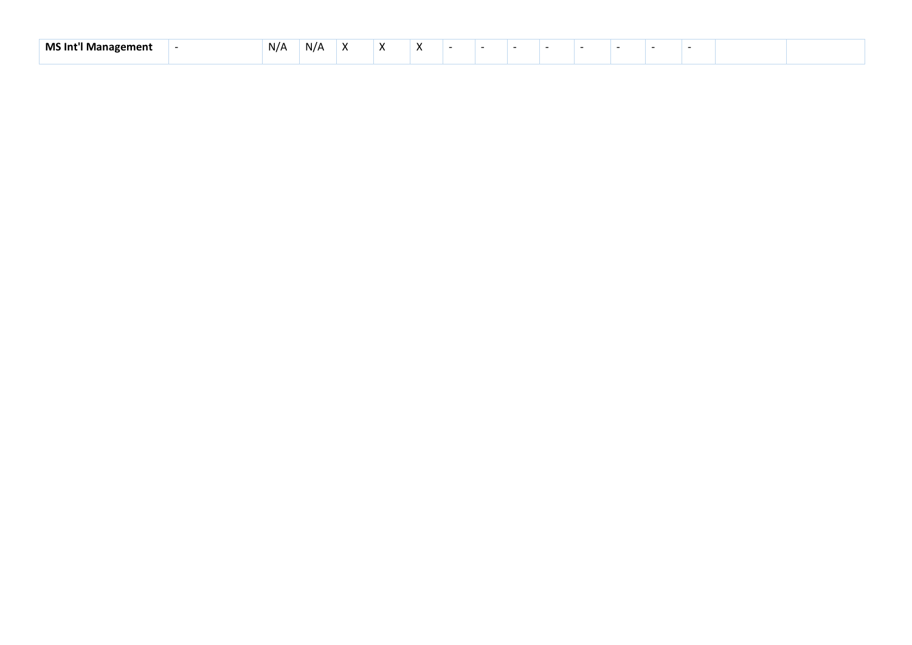| MS Int'l Management | - | N/A | N/A | X | X | X | - | - | - | - | - | - | - | - | | |
|---|---|---|---|---|---|---|---|---|---|---|---|---|---|---|---|---|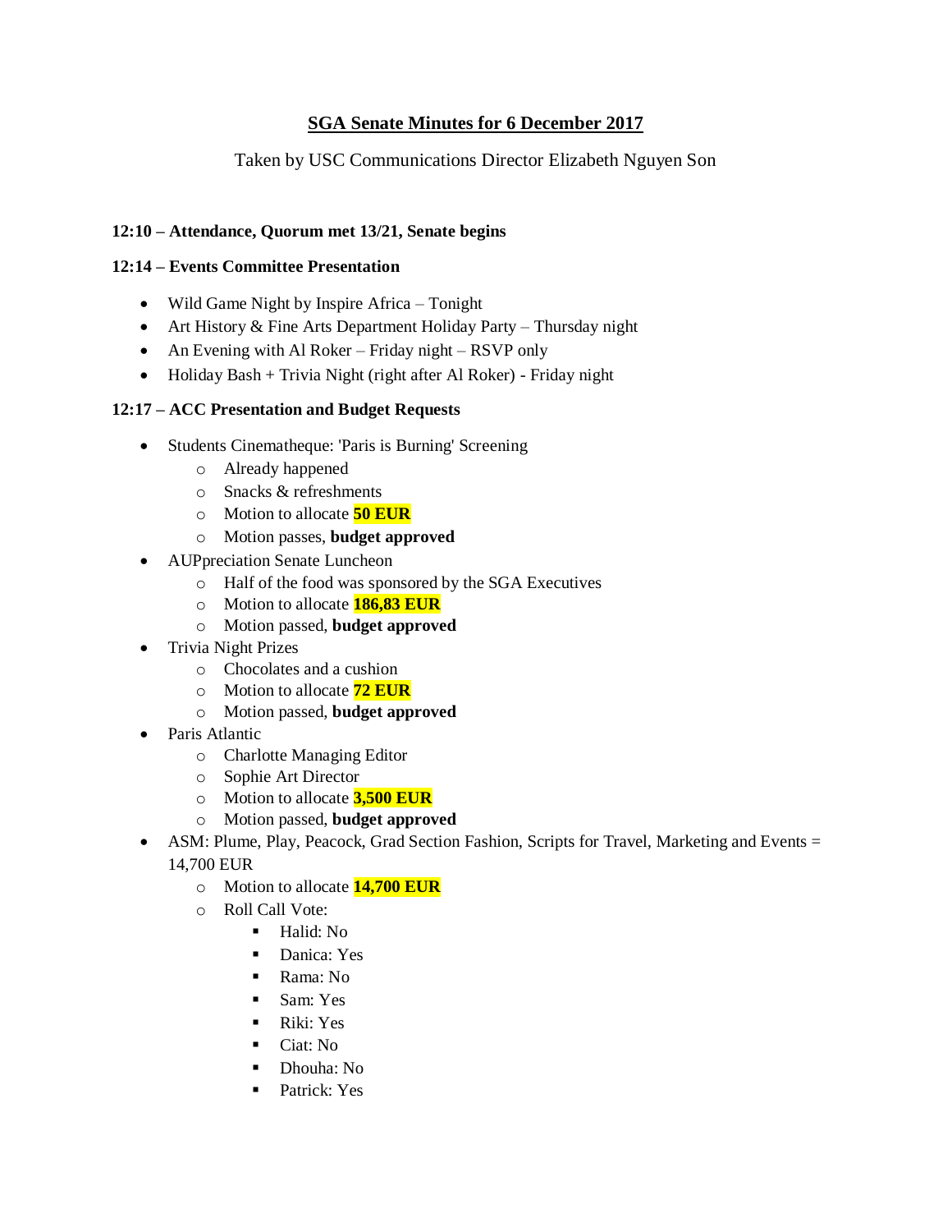# SGA Senate Minutes for 6 December 2017

Taken by USC Communications Director Elizabeth Nguyen Son

**12:10 – Attendance, Quorum met 13/21, Senate begins**

**12:14 – Events Committee Presentation**

- Wild Game Night by Inspire Africa – Tonight
- Art History & Fine Arts Department Holiday Party – Thursday night
- An Evening with Al Roker – Friday night – RSVP only
- Holiday Bash + Trivia Night (right after Al Roker) - Friday night

**12:17 – ACC Presentation and Budget Requests**

- Students Cinematheque: 'Paris is Burning' Screening
  - Already happened
  - Snacks & refreshments
  - Motion to allocate **50 EUR**
  - Motion passes, **budget approved**
- AUPpreciation Senate Luncheon
  - Half of the food was sponsored by the SGA Executives
  - Motion to allocate **186,83 EUR**
  - Motion passed, **budget approved**
- Trivia Night Prizes
  - Chocolates and a cushion
  - Motion to allocate **72 EUR**
  - Motion passed, **budget approved**
- Paris Atlantic
  - Charlotte Managing Editor
  - Sophie Art Director
  - Motion to allocate **3,500 EUR**
  - Motion passed, **budget approved**
- ASM: Plume, Play, Peacock, Grad Section Fashion, Scripts for Travel, Marketing and Events = 14,700 EUR
  - Motion to allocate **14,700 EUR**
  - Roll Call Vote:
    - Halid: No
    - Danica: Yes
    - Rama: No
    - Sam: Yes
    - Riki: Yes
    - Ciat: No
    - Dhouha: No
    - Patrick: Yes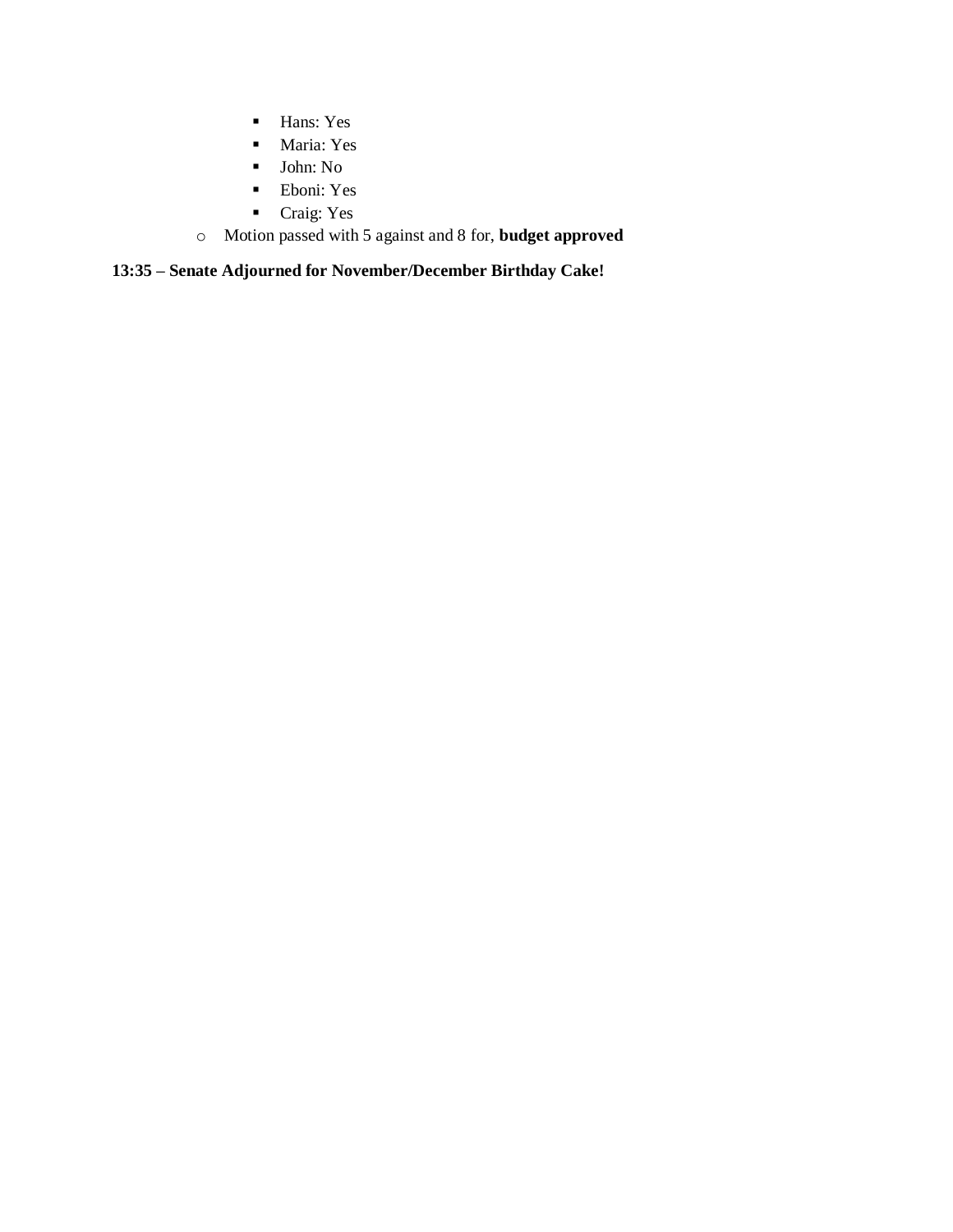- Hans: Yes
        - Maria: Yes
        - John: No
        - Eboni: Yes
        - Craig: Yes
    - Motion passed with 5 against and 8 for, **budget approved**

**13:35 – Senate Adjourned for November/December Birthday Cake!**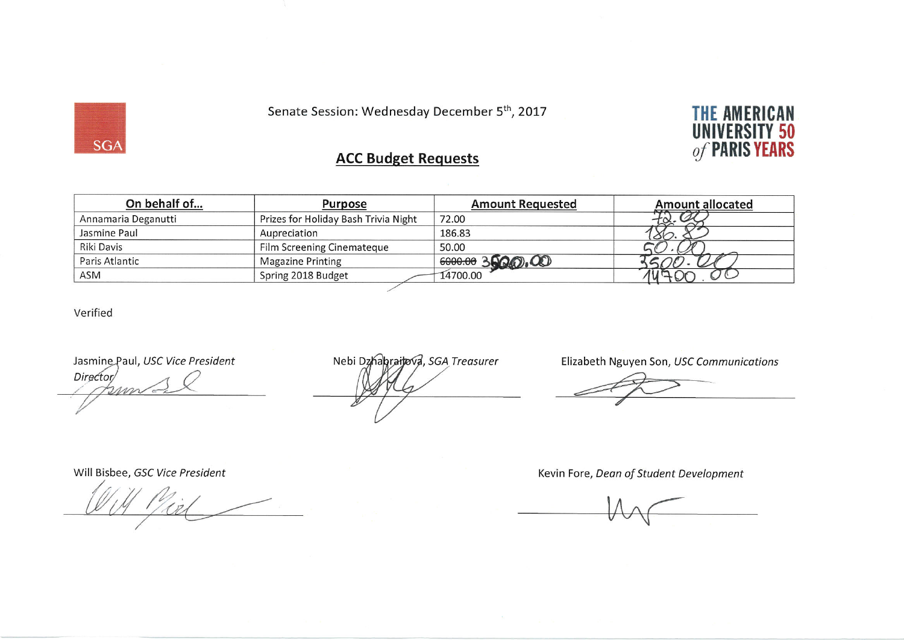SGA

Senate Session: Wednesday December 5th, 2017

THE AMERICAN UNIVERSITY of PARIS 50 YEARS

## ACC Budget Requests

| On behalf of... | Purpose | Amount Requested | Amount allocated |
|---|---|---|---|
| Annamaria Deganutti | Prizes for Holiday Bash Trivia Night | 72.00 | 72.00 |
| Jasmine Paul | Aupreciation | 186.83 | 186.83 |
| Riki Davis | Film Screening Cinemateque | 50.00 | 50.00 |
| Paris Atlantic | Magazine Printing | ~~6000.00~~ 3500.00 | 3500.00 |
| ASM | Spring 2018 Budget | 14700.00 | 14700.00 |

Verified

Jasmine Paul, *USC Vice President Director*

Nebi Dzhabraitova, *SGA Treasurer*

Elizabeth Nguyen Son, *USC Communications*

Will Bisbee, *GSC Vice President*

Kevin Fore, *Dean of Student Development*